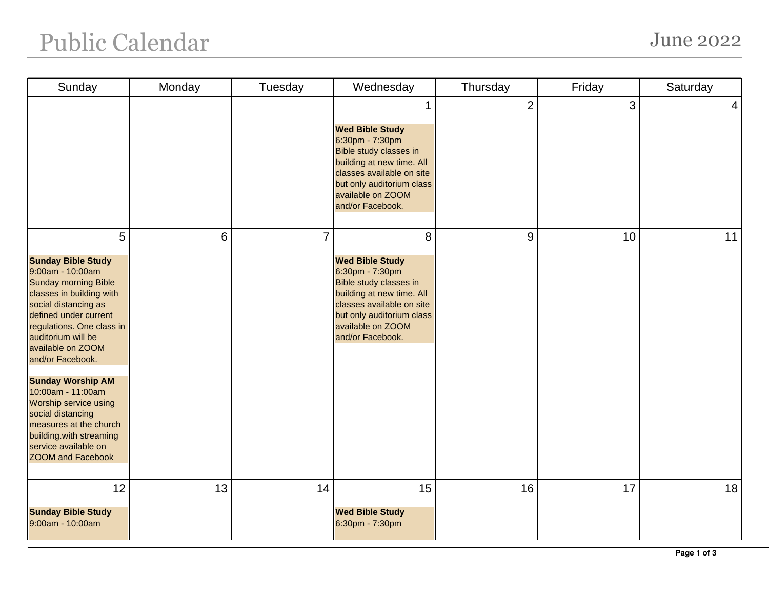# Public Calendar

## June 2022

| Sunday | Monday | Tuesday | Wednesday | Thursday | Friday | Saturday |
|---|---|---|---|---|---|---|
| | | | 1<br><br>**Wed Bible Study**<br>6:30pm - 7:30pm<br>Bible study classes in building at new time. All classes available on site but only auditorium class available on ZOOM and/or Facebook. | 2 | 3 | 4 |
| 5<br><br>**Sunday Bible Study**<br>9:00am - 10:00am<br>Sunday morning Bible classes in building with social distancing as defined under current regulations. One class in auditorium will be available on ZOOM and/or Facebook.<br><br>**Sunday Worship AM**<br>10:00am - 11:00am<br>Worship service using social distancing measures at the church building.with streaming service available on ZOOM and Facebook | 6 | 7 | 8<br><br>**Wed Bible Study**<br>6:30pm - 7:30pm<br>Bible study classes in building at new time. All classes available on site but only auditorium class available on ZOOM and/or Facebook. | 9 | 10 | 11 |
| 12<br><br>**Sunday Bible Study**<br>9:00am - 10:00am | 13 | 14 | 15<br><br>**Wed Bible Study**<br>6:30pm - 7:30pm | 16 | 17 | 18 |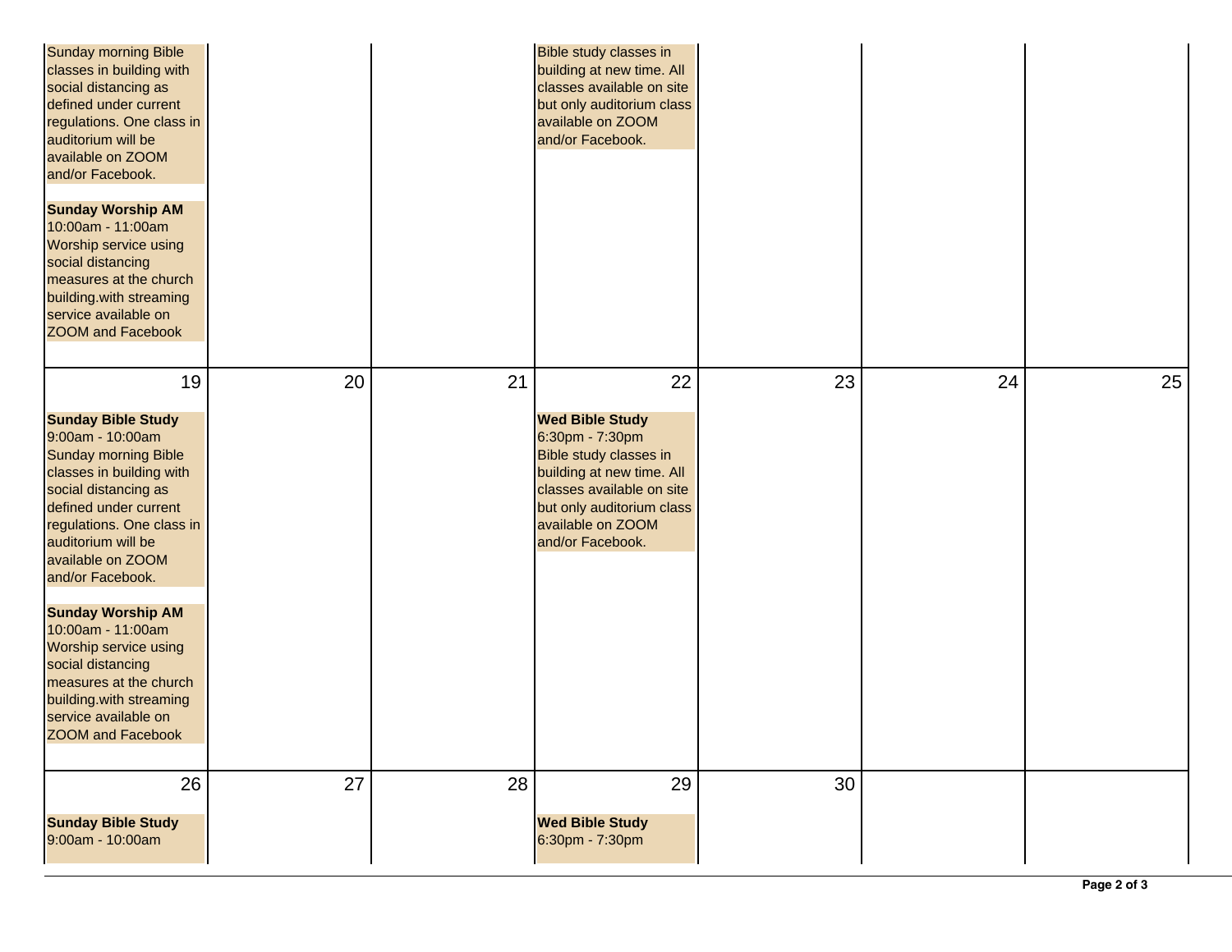| | | | | | | |
|---|---|---|---|---|---|---|
| Sunday morning Bible classes in building with social distancing as defined under current regulations. One class in auditorium will be available on ZOOM and/or Facebook.<br><br>**Sunday Worship AM**<br>10:00am - 11:00am<br>Worship service using social distancing measures at the church building.with streaming service available on ZOOM and Facebook | | | Bible study classes in building at new time. All classes available on site but only auditorium class available on ZOOM and/or Facebook. | | | |
| 19<br><br>**Sunday Bible Study**<br>9:00am - 10:00am<br>Sunday morning Bible classes in building with social distancing as defined under current regulations. One class in auditorium will be available on ZOOM and/or Facebook.<br><br>**Sunday Worship AM**<br>10:00am - 11:00am<br>Worship service using social distancing measures at the church building.with streaming service available on ZOOM and Facebook | 20 | 21 | 22<br><br>**Wed Bible Study**<br>6:30pm - 7:30pm<br>Bible study classes in building at new time. All classes available on site but only auditorium class available on ZOOM and/or Facebook. | 23 | 24 | 25 |
| 26<br><br>**Sunday Bible Study**<br>9:00am - 10:00am | 27 | 28 | 29<br><br>**Wed Bible Study**<br>6:30pm - 7:30pm | 30 | | |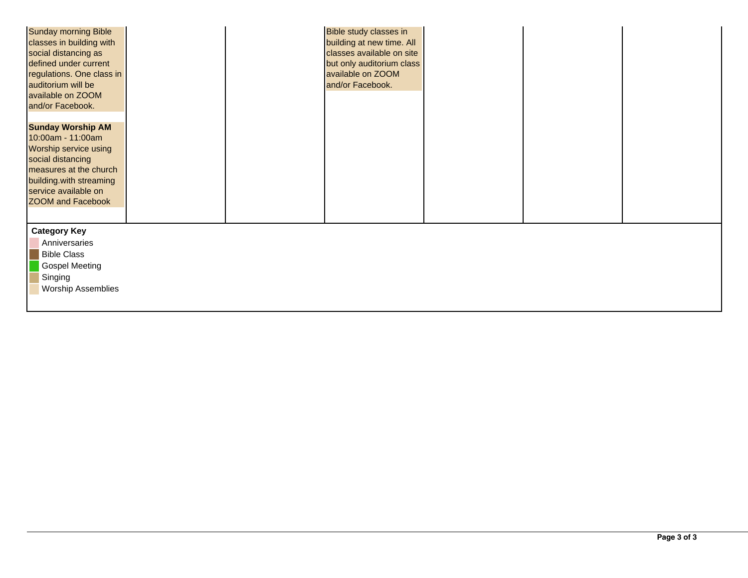| | | | | | | |
|---|---|---|---|---|---|---|
| Sunday morning Bible classes in building with social distancing as defined under current regulations. One class in auditorium will be available on ZOOM and/or Facebook.<br><br>**Sunday Worship AM**<br>10:00am - 11:00am<br>Worship service using social distancing measures at the church building.with streaming service available on ZOOM and Facebook | | | Bible study classes in building at new time. All classes available on site but only auditorium class available on ZOOM and/or Facebook. | | | |

**Category Key**

- Anniversaries
- Bible Class
- Gospel Meeting
- Singing
- Worship Assemblies